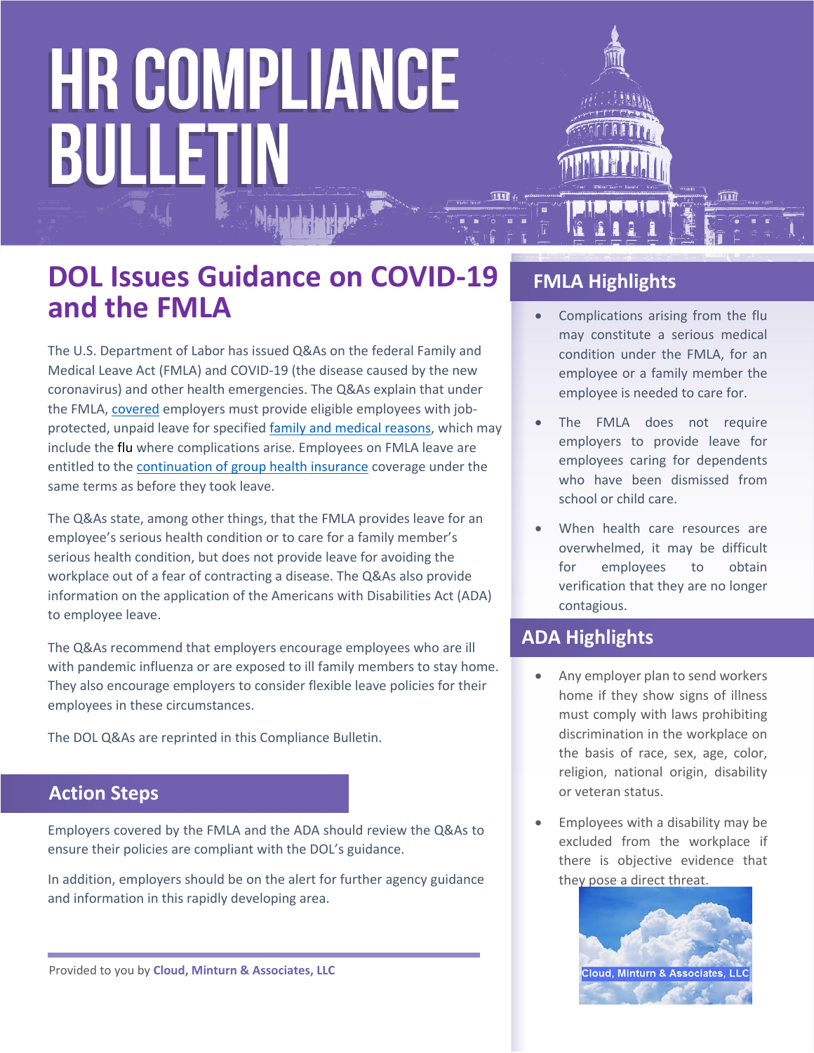# HR COMPLIANCE BULLETIN

## DOL Issues Guidance on COVID-19 and the FMLA

The U.S. Department of Labor has issued Q&As on the federal Family and Medical Leave Act (FMLA) and COVID-19 (the disease caused by the new coronavirus) and other health emergencies. The Q&As explain that under the FMLA, covered employers must provide eligible employees with job-protected, unpaid leave for specified family and medical reasons, which may include the flu where complications arise. Employees on FMLA leave are entitled to the continuation of group health insurance coverage under the same terms as before they took leave.

The Q&As state, among other things, that the FMLA provides leave for an employee's serious health condition or to care for a family member's serious health condition, but does not provide leave for avoiding the workplace out of a fear of contracting a disease. The Q&As also provide information on the application of the Americans with Disabilities Act (ADA) to employee leave.

The Q&As recommend that employers encourage employees who are ill with pandemic influenza or are exposed to ill family members to stay home. They also encourage employers to consider flexible leave policies for their employees in these circumstances.

The DOL Q&As are reprinted in this Compliance Bulletin.

### Action Steps

Employers covered by the FMLA and the ADA should review the Q&As to ensure their policies are compliant with the DOL's guidance.

In addition, employers should be on the alert for further agency guidance and information in this rapidly developing area.

Provided to you by **Cloud, Minturn & Associates, LLC**

### FMLA Highlights

- Complications arising from the flu may constitute a serious medical condition under the FMLA, for an employee or a family member the employee is needed to care for.
- The FMLA does not require employers to provide leave for employees caring for dependents who have been dismissed from school or child care.
- When health care resources are overwhelmed, it may be difficult for employees to obtain verification that they are no longer contagious.

### ADA Highlights

- Any employer plan to send workers home if they show signs of illness must comply with laws prohibiting discrimination in the workplace on the basis of race, sex, age, color, religion, national origin, disability or veteran status.
- Employees with a disability may be excluded from the workplace if there is objective evidence that they pose a direct threat.

Cloud, Minturn & Associates, LLC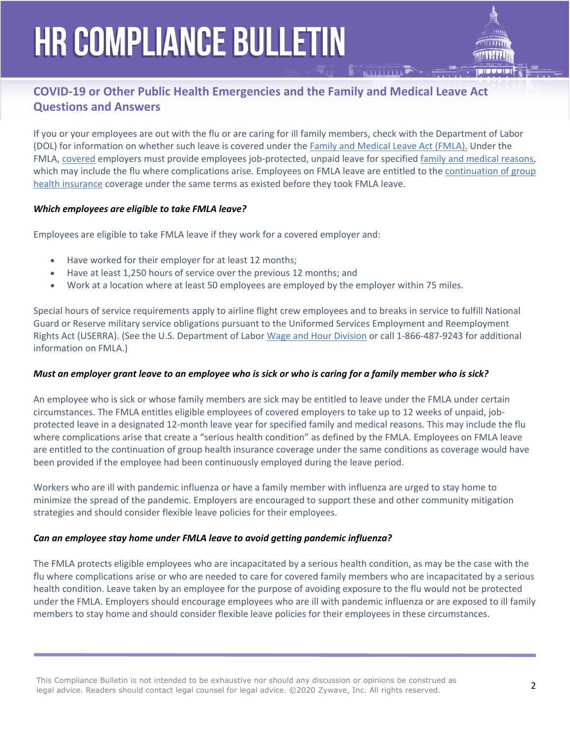## COVID-19 or Other Public Health Emergencies and the Family and Medical Leave Act Questions and Answers

If you or your employees are out with the flu or are caring for ill family members, check with the Department of Labor (DOL) for information on whether such leave is covered under the Family and Medical Leave Act (FMLA). Under the FMLA, covered employers must provide employees job-protected, unpaid leave for specified family and medical reasons, which may include the flu where complications arise. Employees on FMLA leave are entitled to the continuation of group health insurance coverage under the same terms as existed before they took FMLA leave.

***Which employees are eligible to take FMLA leave?***

Employees are eligible to take FMLA leave if they work for a covered employer and:

- Have worked for their employer for at least 12 months;
- Have at least 1,250 hours of service over the previous 12 months; and
- Work at a location where at least 50 employees are employed by the employer within 75 miles.

Special hours of service requirements apply to airline flight crew employees and to breaks in service to fulfill National Guard or Reserve military service obligations pursuant to the Uniformed Services Employment and Reemployment Rights Act (USERRA). (See the U.S. Department of Labor Wage and Hour Division or call 1-866-487-9243 for additional information on FMLA.)

***Must an employer grant leave to an employee who is sick or who is caring for a family member who is sick?***

An employee who is sick or whose family members are sick may be entitled to leave under the FMLA under certain circumstances. The FMLA entitles eligible employees of covered employers to take up to 12 weeks of unpaid, job-protected leave in a designated 12-month leave year for specified family and medical reasons. This may include the flu where complications arise that create a "serious health condition" as defined by the FMLA. Employees on FMLA leave are entitled to the continuation of group health insurance coverage under the same conditions as coverage would have been provided if the employee had been continuously employed during the leave period.

Workers who are ill with pandemic influenza or have a family member with influenza are urged to stay home to minimize the spread of the pandemic. Employers are encouraged to support these and other community mitigation strategies and should consider flexible leave policies for their employees.

***Can an employee stay home under FMLA leave to avoid getting pandemic influenza?***

The FMLA protects eligible employees who are incapacitated by a serious health condition, as may be the case with the flu where complications arise or who are needed to care for covered family members who are incapacitated by a serious health condition. Leave taken by an employee for the purpose of avoiding exposure to the flu would not be protected under the FMLA. Employers should encourage employees who are ill with pandemic influenza or are exposed to ill family members to stay home and should consider flexible leave policies for their employees in these circumstances.

This Compliance Bulletin is not intended to be exhaustive nor should any discussion or opinions be construed as legal advice. Readers should contact legal counsel for legal advice. ©2020 Zywave, Inc. All rights reserved.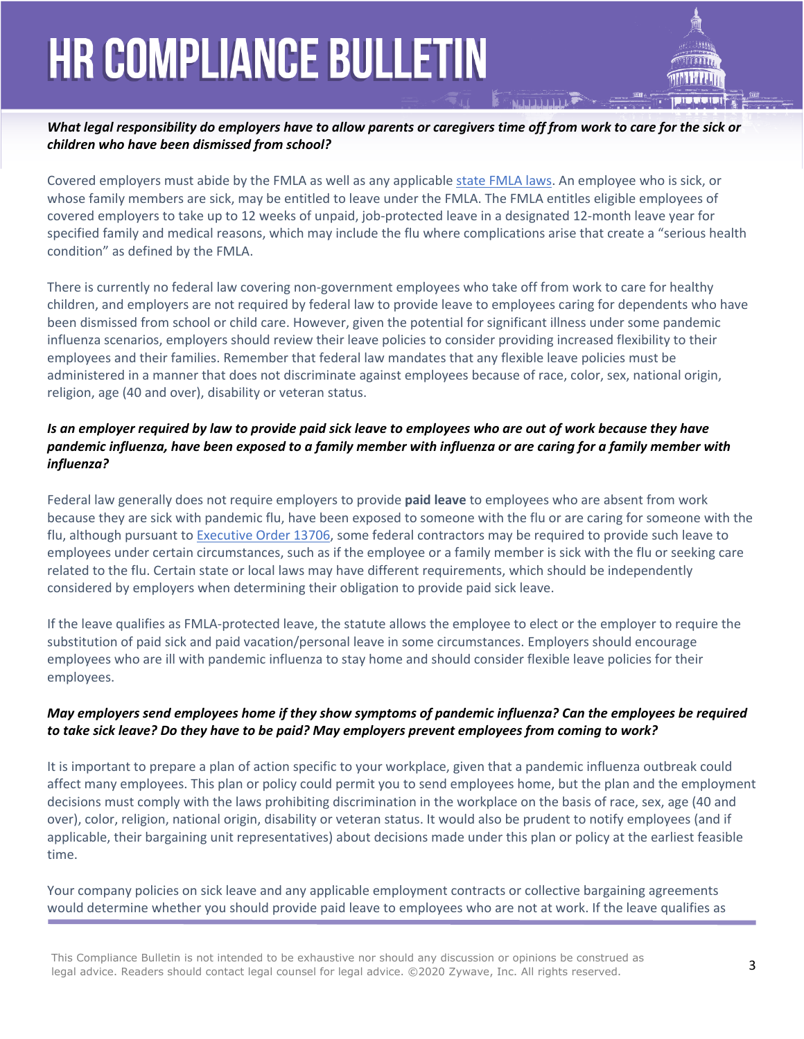***What legal responsibility do employers have to allow parents or caregivers time off from work to care for the sick or children who have been dismissed from school?***

Covered employers must abide by the FMLA as well as any applicable state FMLA laws. An employee who is sick, or whose family members are sick, may be entitled to leave under the FMLA. The FMLA entitles eligible employees of covered employers to take up to 12 weeks of unpaid, job-protected leave in a designated 12-month leave year for specified family and medical reasons, which may include the flu where complications arise that create a "serious health condition" as defined by the FMLA.

There is currently no federal law covering non-government employees who take off from work to care for healthy children, and employers are not required by federal law to provide leave to employees caring for dependents who have been dismissed from school or child care. However, given the potential for significant illness under some pandemic influenza scenarios, employers should review their leave policies to consider providing increased flexibility to their employees and their families. Remember that federal law mandates that any flexible leave policies must be administered in a manner that does not discriminate against employees because of race, color, sex, national origin, religion, age (40 and over), disability or veteran status.

***Is an employer required by law to provide paid sick leave to employees who are out of work because they have pandemic influenza, have been exposed to a family member with influenza or are caring for a family member with influenza?***

Federal law generally does not require employers to provide **paid leave** to employees who are absent from work because they are sick with pandemic flu, have been exposed to someone with the flu or are caring for someone with the flu, although pursuant to Executive Order 13706, some federal contractors may be required to provide such leave to employees under certain circumstances, such as if the employee or a family member is sick with the flu or seeking care related to the flu. Certain state or local laws may have different requirements, which should be independently considered by employers when determining their obligation to provide paid sick leave.

If the leave qualifies as FMLA-protected leave, the statute allows the employee to elect or the employer to require the substitution of paid sick and paid vacation/personal leave in some circumstances. Employers should encourage employees who are ill with pandemic influenza to stay home and should consider flexible leave policies for their employees.

***May employers send employees home if they show symptoms of pandemic influenza? Can the employees be required to take sick leave? Do they have to be paid? May employers prevent employees from coming to work?***

It is important to prepare a plan of action specific to your workplace, given that a pandemic influenza outbreak could affect many employees. This plan or policy could permit you to send employees home, but the plan and the employment decisions must comply with the laws prohibiting discrimination in the workplace on the basis of race, sex, age (40 and over), color, religion, national origin, disability or veteran status. It would also be prudent to notify employees (and if applicable, their bargaining unit representatives) about decisions made under this plan or policy at the earliest feasible time.

Your company policies on sick leave and any applicable employment contracts or collective bargaining agreements would determine whether you should provide paid leave to employees who are not at work. If the leave qualifies as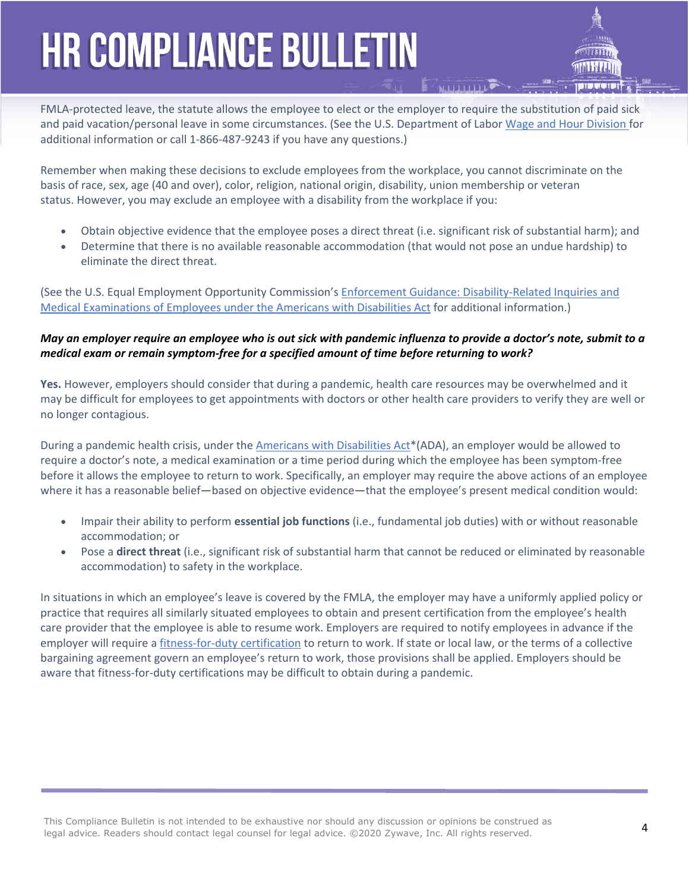FMLA-protected leave, the statute allows the employee to elect or the employer to require the substitution of paid sick and paid vacation/personal leave in some circumstances. (See the U.S. Department of Labor Wage and Hour Division for additional information or call 1-866-487-9243 if you have any questions.)

Remember when making these decisions to exclude employees from the workplace, you cannot discriminate on the basis of race, sex, age (40 and over), color, religion, national origin, disability, union membership or veteran status. However, you may exclude an employee with a disability from the workplace if you:

- Obtain objective evidence that the employee poses a direct threat (i.e. significant risk of substantial harm); and
- Determine that there is no available reasonable accommodation (that would not pose an undue hardship) to eliminate the direct threat.

(See the U.S. Equal Employment Opportunity Commission's Enforcement Guidance: Disability-Related Inquiries and Medical Examinations of Employees under the Americans with Disabilities Act for additional information.)

***May an employer require an employee who is out sick with pandemic influenza to provide a doctor's note, submit to a medical exam or remain symptom-free for a specified amount of time before returning to work?***

**Yes.** However, employers should consider that during a pandemic, health care resources may be overwhelmed and it may be difficult for employees to get appointments with doctors or other health care providers to verify they are well or no longer contagious.

During a pandemic health crisis, under the Americans with Disabilities Act*(ADA), an employer would be allowed to require a doctor's note, a medical examination or a time period during which the employee has been symptom-free before it allows the employee to return to work. Specifically, an employer may require the above actions of an employee where it has a reasonable belief—based on objective evidence—that the employee's present medical condition would:

- Impair their ability to perform **essential job functions** (i.e., fundamental job duties) with or without reasonable accommodation; or
- Pose a **direct threat** (i.e., significant risk of substantial harm that cannot be reduced or eliminated by reasonable accommodation) to safety in the workplace.

In situations in which an employee's leave is covered by the FMLA, the employer may have a uniformly applied policy or practice that requires all similarly situated employees to obtain and present certification from the employee's health care provider that the employee is able to resume work. Employers are required to notify employees in advance if the employer will require a fitness-for-duty certification to return to work. If state or local law, or the terms of a collective bargaining agreement govern an employee's return to work, those provisions shall be applied. Employers should be aware that fitness-for-duty certifications may be difficult to obtain during a pandemic.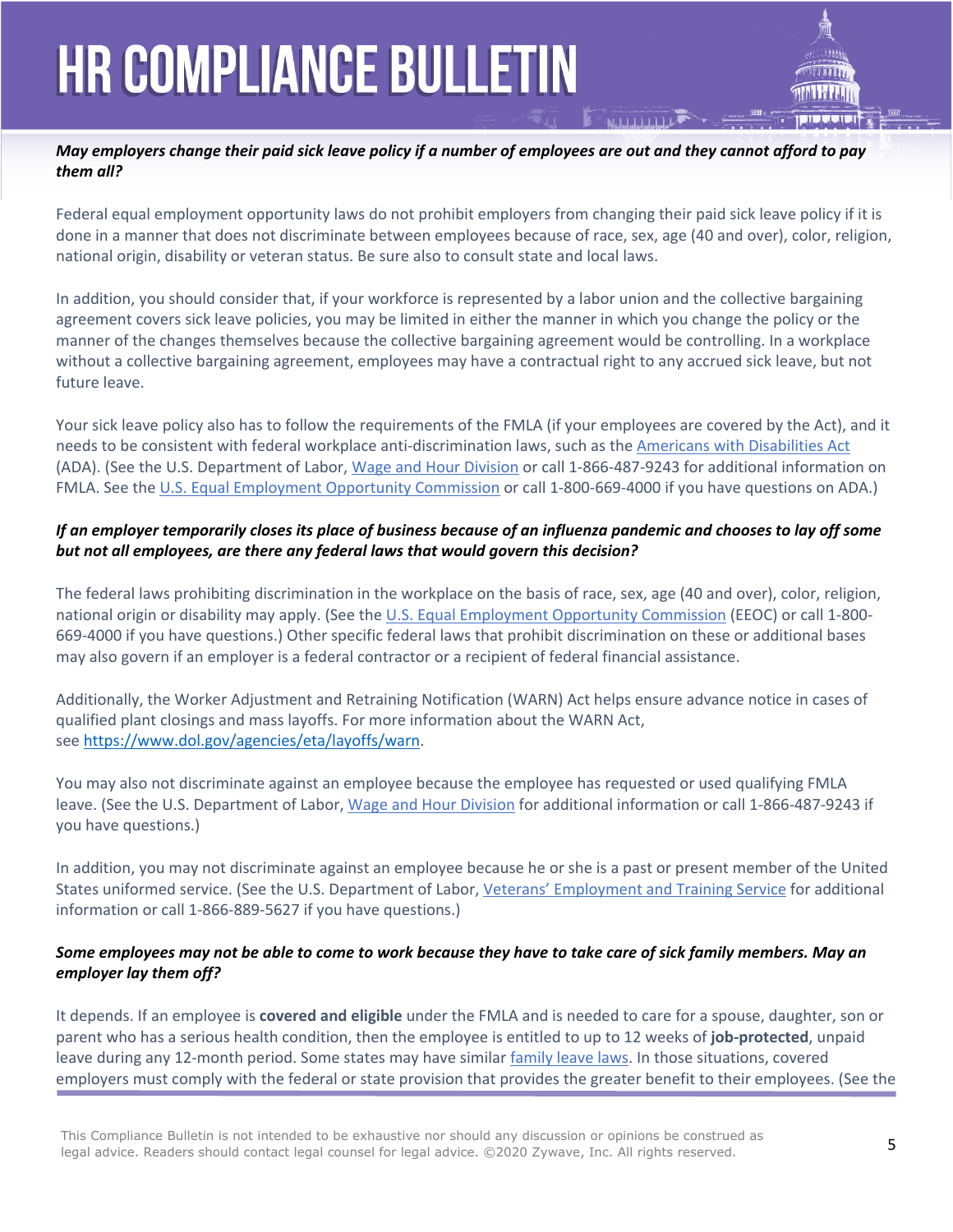***May employers change their paid sick leave policy if a number of employees are out and they cannot afford to pay them all?***

Federal equal employment opportunity laws do not prohibit employers from changing their paid sick leave policy if it is done in a manner that does not discriminate between employees because of race, sex, age (40 and over), color, religion, national origin, disability or veteran status. Be sure also to consult state and local laws.

In addition, you should consider that, if your workforce is represented by a labor union and the collective bargaining agreement covers sick leave policies, you may be limited in either the manner in which you change the policy or the manner of the changes themselves because the collective bargaining agreement would be controlling. In a workplace without a collective bargaining agreement, employees may have a contractual right to any accrued sick leave, but not future leave.

Your sick leave policy also has to follow the requirements of the FMLA (if your employees are covered by the Act), and it needs to be consistent with federal workplace anti-discrimination laws, such as the Americans with Disabilities Act (ADA). (See the U.S. Department of Labor, Wage and Hour Division or call 1-866-487-9243 for additional information on FMLA. See the U.S. Equal Employment Opportunity Commission or call 1-800-669-4000 if you have questions on ADA.)

***If an employer temporarily closes its place of business because of an influenza pandemic and chooses to lay off some but not all employees, are there any federal laws that would govern this decision?***

The federal laws prohibiting discrimination in the workplace on the basis of race, sex, age (40 and over), color, religion, national origin or disability may apply. (See the U.S. Equal Employment Opportunity Commission (EEOC) or call 1-800-669-4000 if you have questions.) Other specific federal laws that prohibit discrimination on these or additional bases may also govern if an employer is a federal contractor or a recipient of federal financial assistance.

Additionally, the Worker Adjustment and Retraining Notification (WARN) Act helps ensure advance notice in cases of qualified plant closings and mass layoffs. For more information about the WARN Act, see https://www.dol.gov/agencies/eta/layoffs/warn.

You may also not discriminate against an employee because the employee has requested or used qualifying FMLA leave. (See the U.S. Department of Labor, Wage and Hour Division for additional information or call 1-866-487-9243 if you have questions.)

In addition, you may not discriminate against an employee because he or she is a past or present member of the United States uniformed service. (See the U.S. Department of Labor, Veterans' Employment and Training Service for additional information or call 1-866-889-5627 if you have questions.)

***Some employees may not be able to come to work because they have to take care of sick family members. May an employer lay them off?***

It depends. If an employee is **covered and eligible** under the FMLA and is needed to care for a spouse, daughter, son or parent who has a serious health condition, then the employee is entitled to up to 12 weeks of **job-protected**, unpaid leave during any 12-month period. Some states may have similar family leave laws. In those situations, covered employers must comply with the federal or state provision that provides the greater benefit to their employees. (See the

This Compliance Bulletin is not intended to be exhaustive nor should any discussion or opinions be construed as legal advice. Readers should contact legal counsel for legal advice. ©2020 Zywave, Inc. All rights reserved.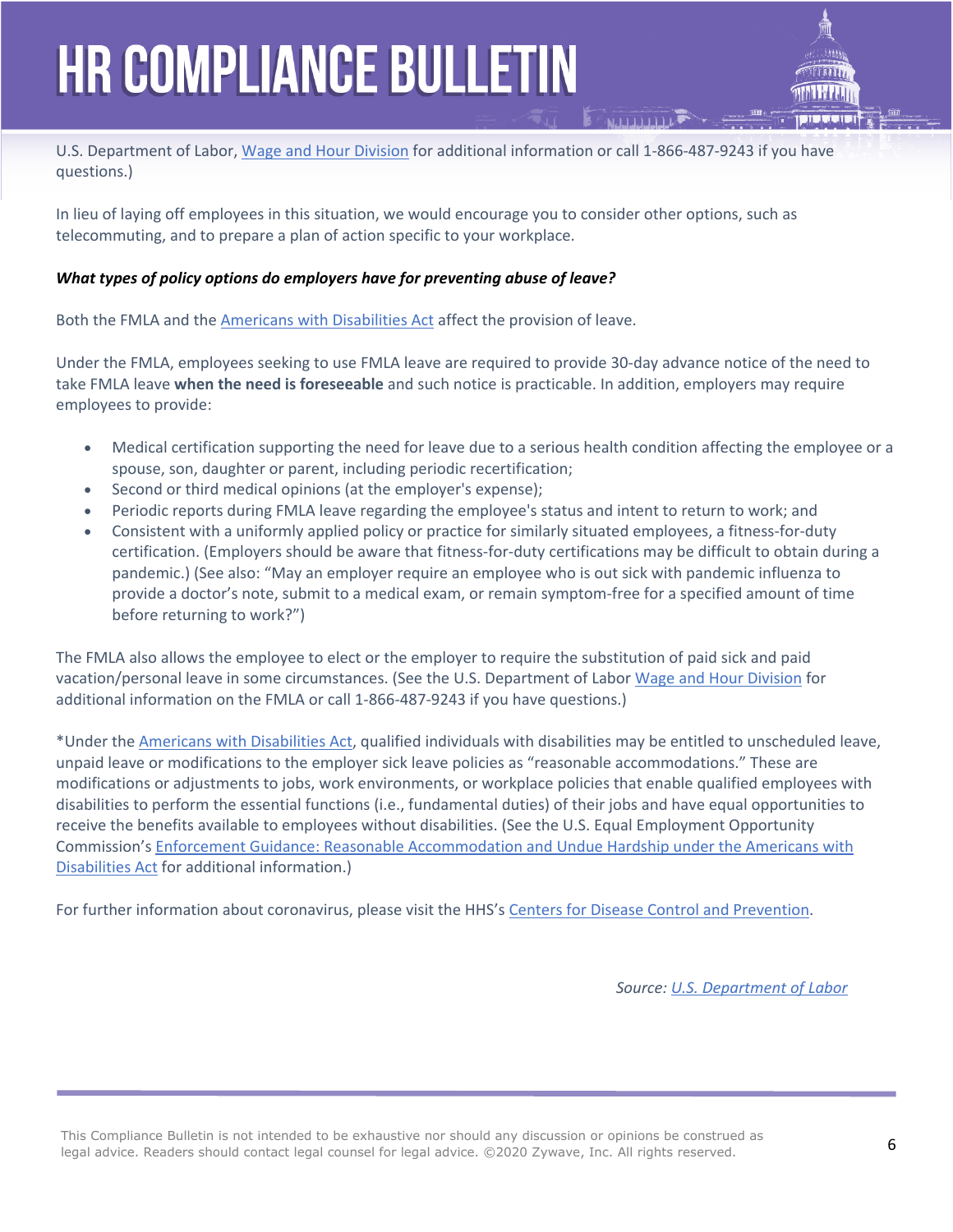U.S. Department of Labor, Wage and Hour Division for additional information or call 1-866-487-9243 if you have questions.)

In lieu of laying off employees in this situation, we would encourage you to consider other options, such as telecommuting, and to prepare a plan of action specific to your workplace.

***What types of policy options do employers have for preventing abuse of leave?***

Both the FMLA and the Americans with Disabilities Act affect the provision of leave.

Under the FMLA, employees seeking to use FMLA leave are required to provide 30-day advance notice of the need to take FMLA leave **when the need is foreseeable** and such notice is practicable. In addition, employers may require employees to provide:

- Medical certification supporting the need for leave due to a serious health condition affecting the employee or a spouse, son, daughter or parent, including periodic recertification;
- Second or third medical opinions (at the employer's expense);
- Periodic reports during FMLA leave regarding the employee's status and intent to return to work; and
- Consistent with a uniformly applied policy or practice for similarly situated employees, a fitness-for-duty certification. (Employers should be aware that fitness-for-duty certifications may be difficult to obtain during a pandemic.) (See also: "May an employer require an employee who is out sick with pandemic influenza to provide a doctor's note, submit to a medical exam, or remain symptom-free for a specified amount of time before returning to work?")

The FMLA also allows the employee to elect or the employer to require the substitution of paid sick and paid vacation/personal leave in some circumstances. (See the U.S. Department of Labor Wage and Hour Division for additional information on the FMLA or call 1-866-487-9243 if you have questions.)

*Under the Americans with Disabilities Act, qualified individuals with disabilities may be entitled to unscheduled leave, unpaid leave or modifications to the employer sick leave policies as "reasonable accommodations." These are modifications or adjustments to jobs, work environments, or workplace policies that enable qualified employees with disabilities to perform the essential functions (i.e., fundamental duties) of their jobs and have equal opportunities to receive the benefits available to employees without disabilities. (See the U.S. Equal Employment Opportunity Commission's Enforcement Guidance: Reasonable Accommodation and Undue Hardship under the Americans with Disabilities Act for additional information.)

For further information about coronavirus, please visit the HHS's Centers for Disease Control and Prevention.

*Source: U.S. Department of Labor*

This Compliance Bulletin is not intended to be exhaustive nor should any discussion or opinions be construed as legal advice. Readers should contact legal counsel for legal advice. ©2020 Zywave, Inc. All rights reserved.